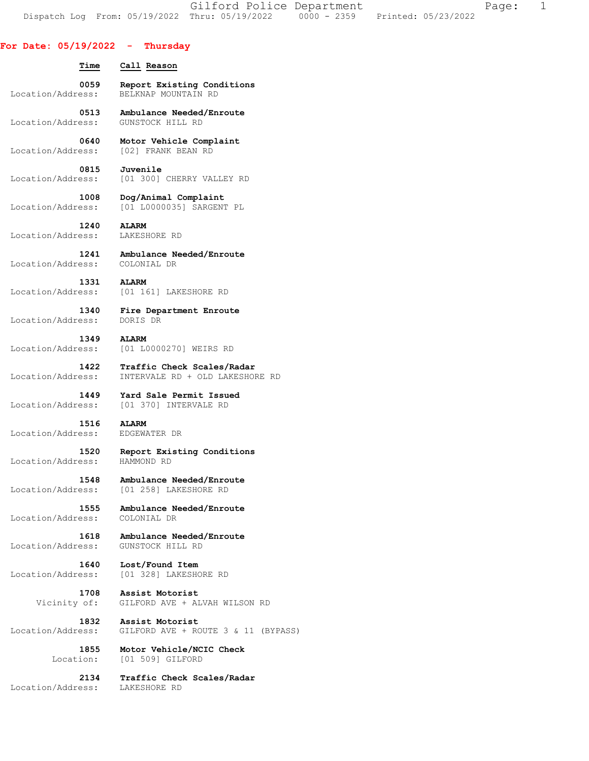Gilford Police Department
Dispatch Log From: 05/19/2022 Thru: 05/19/2022 0000 - 2359 Printed: 05/23/2022

## For Date: 05/19/2022 - Thursday

| Time | Call Reason | |
|---|---|---|
| 0059 | Report Existing Conditions | Location/Address: BELKNAP MOUNTAIN RD |
| 0513 | Ambulance Needed/Enroute | Location/Address: GUNSTOCK HILL RD |
| 0640 | Motor Vehicle Complaint | Location/Address: [02] FRANK BEAN RD |
| 0815 | Juvenile | Location/Address: [01 300] CHERRY VALLEY RD |
| 1008 | Dog/Animal Complaint | Location/Address: [01 L0000035] SARGENT PL |
| 1240 | ALARM | Location/Address: LAKESHORE RD |
| 1241 | Ambulance Needed/Enroute | Location/Address: COLONIAL DR |
| 1331 | ALARM | Location/Address: [01 161] LAKESHORE RD |
| 1340 | Fire Department Enroute | Location/Address: DORIS DR |
| 1349 | ALARM | Location/Address: [01 L0000270] WEIRS RD |
| 1422 | Traffic Check Scales/Radar | Location/Address: INTERVALE RD + OLD LAKESHORE RD |
| 1449 | Yard Sale Permit Issued | Location/Address: [01 370] INTERVALE RD |
| 1516 | ALARM | Location/Address: EDGEWATER DR |
| 1520 | Report Existing Conditions | Location/Address: HAMMOND RD |
| 1548 | Ambulance Needed/Enroute | Location/Address: [01 258] LAKESHORE RD |
| 1555 | Ambulance Needed/Enroute | Location/Address: COLONIAL DR |
| 1618 | Ambulance Needed/Enroute | Location/Address: GUNSTOCK HILL RD |
| 1640 | Lost/Found Item | Location/Address: [01 328] LAKESHORE RD |
| 1708 | Assist Motorist | Vicinity of: GILFORD AVE + ALVAH WILSON RD |
| 1832 | Assist Motorist | Location/Address: GILFORD AVE + ROUTE 3 & 11 (BYPASS) |
| 1855 | Motor Vehicle/NCIC Check | Location: [01 509] GILFORD |
| 2134 | Traffic Check Scales/Radar | Location/Address: LAKESHORE RD |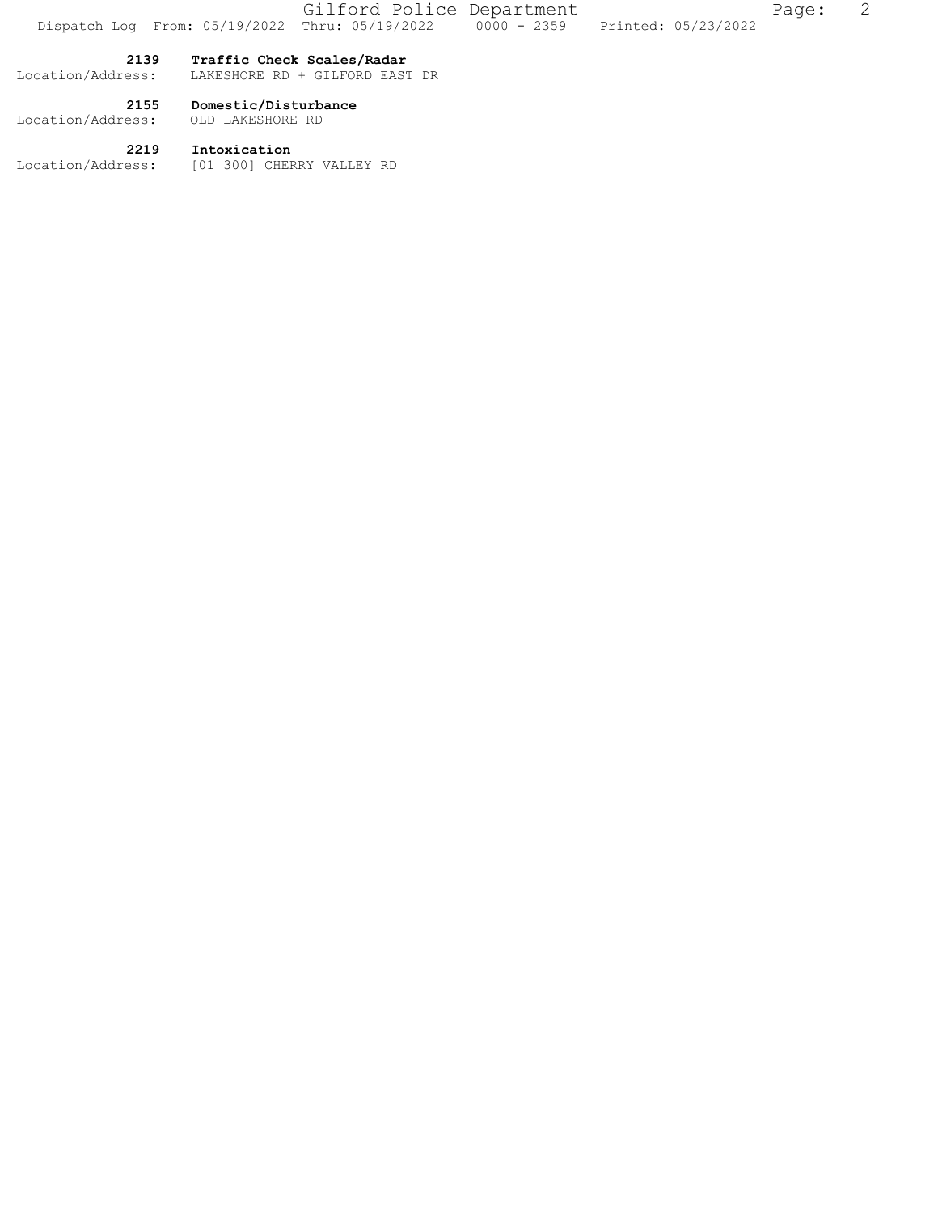**2139** **Traffic Check Scales/Radar**
Location/Address: LAKESHORE RD + GILFORD EAST DR

**2155** **Domestic/Disturbance**
Location/Address: OLD LAKESHORE RD

**2219** **Intoxication**
Location/Address: [01 300] CHERRY VALLEY RD